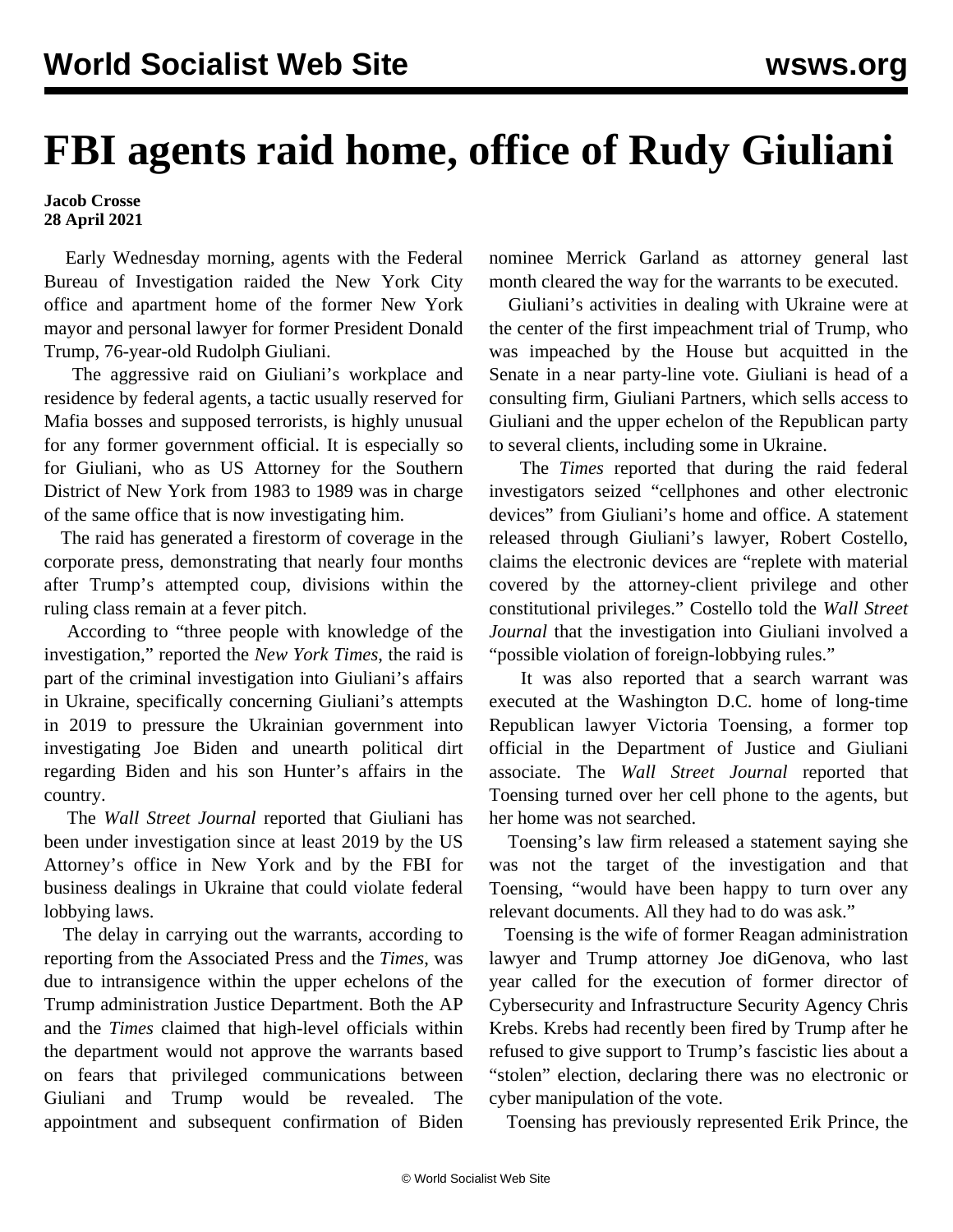# FBI agents raid home, office of Rudy Giuliani

**Jacob Crosse**
**28 April 2021**

Early Wednesday morning, agents with the Federal Bureau of Investigation raided the New York City office and apartment home of the former New York mayor and personal lawyer for former President Donald Trump, 76-year-old Rudolph Giuliani.

The aggressive raid on Giuliani's workplace and residence by federal agents, a tactic usually reserved for Mafia bosses and supposed terrorists, is highly unusual for any former government official. It is especially so for Giuliani, who as US Attorney for the Southern District of New York from 1983 to 1989 was in charge of the same office that is now investigating him.

The raid has generated a firestorm of coverage in the corporate press, demonstrating that nearly four months after Trump's attempted coup, divisions within the ruling class remain at a fever pitch.

According to "three people with knowledge of the investigation," reported the *New York Times*, the raid is part of the criminal investigation into Giuliani's affairs in Ukraine, specifically concerning Giuliani's attempts in 2019 to pressure the Ukrainian government into investigating Joe Biden and unearth political dirt regarding Biden and his son Hunter's affairs in the country.

The *Wall Street Journal* reported that Giuliani has been under investigation since at least 2019 by the US Attorney's office in New York and by the FBI for business dealings in Ukraine that could violate federal lobbying laws.

The delay in carrying out the warrants, according to reporting from the Associated Press and the *Times*, was due to intransigence within the upper echelons of the Trump administration Justice Department. Both the AP and the *Times* claimed that high-level officials within the department would not approve the warrants based on fears that privileged communications between Giuliani and Trump would be revealed. The appointment and subsequent confirmation of Biden nominee Merrick Garland as attorney general last month cleared the way for the warrants to be executed.

Giuliani's activities in dealing with Ukraine were at the center of the first impeachment trial of Trump, who was impeached by the House but acquitted in the Senate in a near party-line vote. Giuliani is head of a consulting firm, Giuliani Partners, which sells access to Giuliani and the upper echelon of the Republican party to several clients, including some in Ukraine.

The *Times* reported that during the raid federal investigators seized "cellphones and other electronic devices" from Giuliani's home and office. A statement released through Giuliani's lawyer, Robert Costello, claims the electronic devices are "replete with material covered by the attorney-client privilege and other constitutional privileges." Costello told the *Wall Street Journal* that the investigation into Giuliani involved a "possible violation of foreign-lobbying rules."

It was also reported that a search warrant was executed at the Washington D.C. home of long-time Republican lawyer Victoria Toensing, a former top official in the Department of Justice and Giuliani associate. The *Wall Street Journal* reported that Toensing turned over her cell phone to the agents, but her home was not searched.

Toensing's law firm released a statement saying she was not the target of the investigation and that Toensing, "would have been happy to turn over any relevant documents. All they had to do was ask."

Toensing is the wife of former Reagan administration lawyer and Trump attorney Joe diGenova, who last year called for the execution of former director of Cybersecurity and Infrastructure Security Agency Chris Krebs. Krebs had recently been fired by Trump after he refused to give support to Trump's fascistic lies about a "stolen" election, declaring there was no electronic or cyber manipulation of the vote.

Toensing has previously represented Erik Prince, the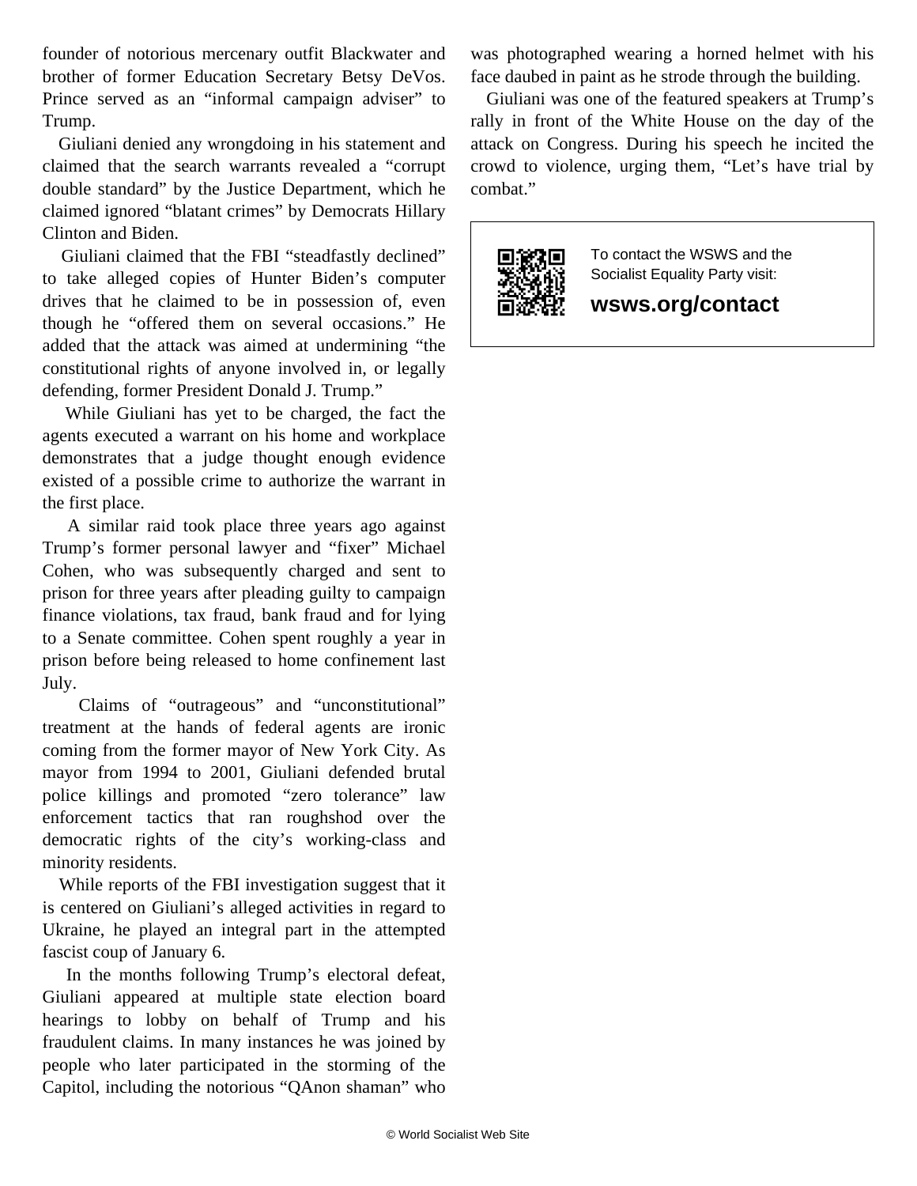founder of notorious mercenary outfit Blackwater and brother of former Education Secretary Betsy DeVos. Prince served as an "informal campaign adviser" to Trump.

Giuliani denied any wrongdoing in his statement and claimed that the search warrants revealed a "corrupt double standard" by the Justice Department, which he claimed ignored "blatant crimes" by Democrats Hillary Clinton and Biden.

Giuliani claimed that the FBI "steadfastly declined" to take alleged copies of Hunter Biden's computer drives that he claimed to be in possession of, even though he "offered them on several occasions." He added that the attack was aimed at undermining "the constitutional rights of anyone involved in, or legally defending, former President Donald J. Trump."

While Giuliani has yet to be charged, the fact the agents executed a warrant on his home and workplace demonstrates that a judge thought enough evidence existed of a possible crime to authorize the warrant in the first place.

A similar raid took place three years ago against Trump's former personal lawyer and "fixer" Michael Cohen, who was subsequently charged and sent to prison for three years after pleading guilty to campaign finance violations, tax fraud, bank fraud and for lying to a Senate committee. Cohen spent roughly a year in prison before being released to home confinement last July.

Claims of "outrageous" and "unconstitutional" treatment at the hands of federal agents are ironic coming from the former mayor of New York City. As mayor from 1994 to 2001, Giuliani defended brutal police killings and promoted "zero tolerance" law enforcement tactics that ran roughshod over the democratic rights of the city's working-class and minority residents.

While reports of the FBI investigation suggest that it is centered on Giuliani's alleged activities in regard to Ukraine, he played an integral part in the attempted fascist coup of January 6.

In the months following Trump's electoral defeat, Giuliani appeared at multiple state election board hearings to lobby on behalf of Trump and his fraudulent claims. In many instances he was joined by people who later participated in the storming of the Capitol, including the notorious "QAnon shaman" who was photographed wearing a horned helmet with his face daubed in paint as he strode through the building.

Giuliani was one of the featured speakers at Trump's rally in front of the White House on the day of the attack on Congress. During his speech he incited the crowd to violence, urging them, "Let's have trial by combat."

To contact the WSWS and the Socialist Equality Party visit:

**wsws.org/contact**